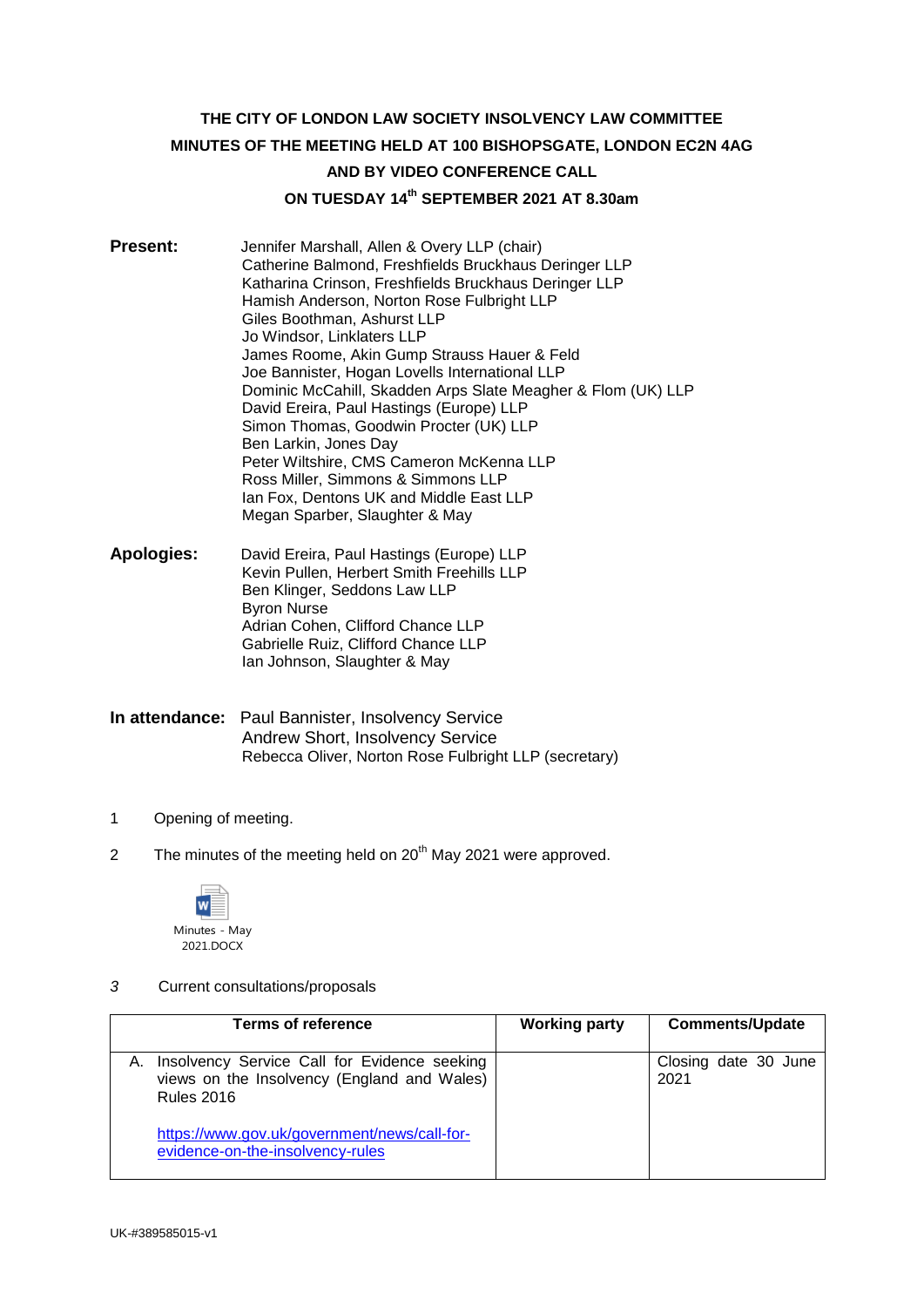**THE CITY OF LONDON LAW SOCIETY INSOLVENCY LAW COMMITTEE**

**MINUTES OF THE MEETING HELD AT 100 BISHOPSGATE, LONDON EC2N 4AG**

**AND BY VIDEO CONFERENCE CALL**

**ON TUESDAY 14th SEPTEMBER 2021 AT 8.30am**

**Present:**

Jennifer Marshall, Allen & Overy LLP (chair)
Catherine Balmond, Freshfields Bruckhaus Deringer LLP
Katharina Crinson, Freshfields Bruckhaus Deringer LLP
Hamish Anderson, Norton Rose Fulbright LLP
Giles Boothman, Ashurst LLP
Jo Windsor, Linklaters LLP
James Roome, Akin Gump Strauss Hauer & Feld
Joe Bannister, Hogan Lovells International LLP
Dominic McCahill, Skadden Arps Slate Meagher & Flom (UK) LLP
David Ereira, Paul Hastings (Europe) LLP
Simon Thomas, Goodwin Procter (UK) LLP
Ben Larkin, Jones Day
Peter Wiltshire, CMS Cameron McKenna LLP
Ross Miller, Simmons & Simmons LLP
Ian Fox, Dentons UK and Middle East LLP
Megan Sparber, Slaughter & May

**Apologies:**

David Ereira, Paul Hastings (Europe) LLP
Kevin Pullen, Herbert Smith Freehills LLP
Ben Klinger, Seddons Law LLP
Byron Nurse
Adrian Cohen, Clifford Chance LLP
Gabrielle Ruiz, Clifford Chance LLP
Ian Johnson, Slaughter & May

**In attendance:**

Paul Bannister, Insolvency Service
Andrew Short, Insolvency Service
Rebecca Oliver, Norton Rose Fulbright LLP (secretary)

1 Opening of meeting.

2 The minutes of the meeting held on 20th May 2021 were approved.

Minutes - May 2021.DOCX

*3* Current consultations/proposals

| Terms of reference | Working party | Comments/Update |
|---|---|---|
| A. Insolvency Service Call for Evidence seeking views on the Insolvency (England and Wales) Rules 2016<br><br>https://www.gov.uk/government/news/call-for-evidence-on-the-insolvency-rules | | Closing date 30 June 2021 |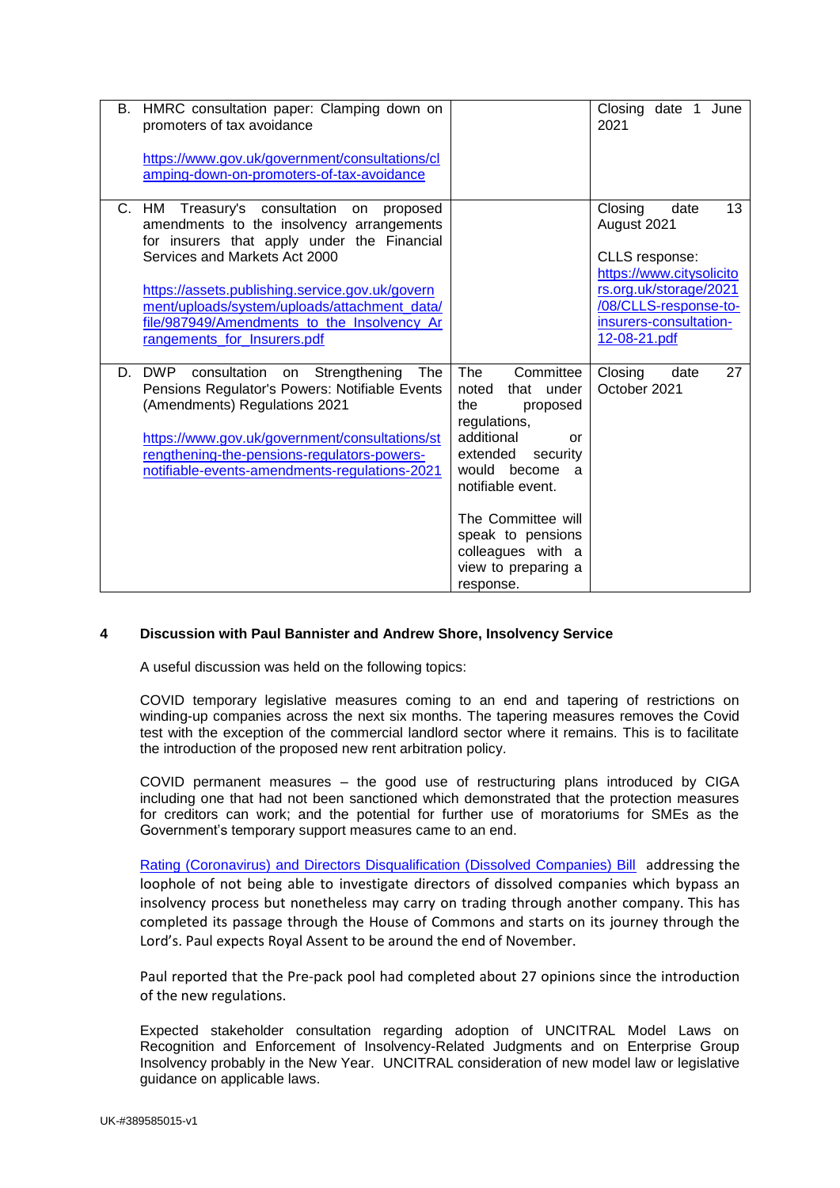| | | |
|---|---|---|
| B. HMRC consultation paper: Clamping down on promoters of tax avoidance<br><br>https://www.gov.uk/government/consultations/clamping-down-on-promoters-of-tax-avoidance | | Closing date 1 June 2021 |
| C. HM Treasury's consultation on proposed amendments to the insolvency arrangements for insurers that apply under the Financial Services and Markets Act 2000<br><br>https://assets.publishing.service.gov.uk/government/uploads/system/uploads/attachment_data/file/987949/Amendments_to_the_Insolvency_Arrangements_for_Insurers.pdf | | Closing date 13 August 2021<br><br>CLLS response: https://www.citysolicitors.org.uk/storage/2021/08/CLLS-response-to-insurers-consultation-12-08-21.pdf |
| D. DWP consultation on Strengthening The Pensions Regulator's Powers: Notifiable Events (Amendments) Regulations 2021<br><br>https://www.gov.uk/government/consultations/strengthening-the-pensions-regulators-powers-notifiable-events-amendments-regulations-2021 | The Committee noted that under the proposed regulations, additional or extended security would become a notifiable event.<br><br>The Committee will speak to pensions colleagues with a view to preparing a response. | Closing date 27 October 2021 |

**4 Discussion with Paul Bannister and Andrew Shore, Insolvency Service**

A useful discussion was held on the following topics:

COVID temporary legislative measures coming to an end and tapering of restrictions on winding-up companies across the next six months. The tapering measures removes the Covid test with the exception of the commercial landlord sector where it remains. This is to facilitate the introduction of the proposed new rent arbitration policy.

COVID permanent measures – the good use of restructuring plans introduced by CIGA including one that had not been sanctioned which demonstrated that the protection measures for creditors can work; and the potential for further use of moratoriums for SMEs as the Government's temporary support measures came to an end.

Rating (Coronavirus) and Directors Disqualification (Dissolved Companies) Bill addressing the loophole of not being able to investigate directors of dissolved companies which bypass an insolvency process but nonetheless may carry on trading through another company. This has completed its passage through the House of Commons and starts on its journey through the Lord's. Paul expects Royal Assent to be around the end of November.

Paul reported that the Pre-pack pool had completed about 27 opinions since the introduction of the new regulations.

Expected stakeholder consultation regarding adoption of UNCITRAL Model Laws on Recognition and Enforcement of Insolvency-Related Judgments and on Enterprise Group Insolvency probably in the New Year. UNCITRAL consideration of new model law or legislative guidance on applicable laws.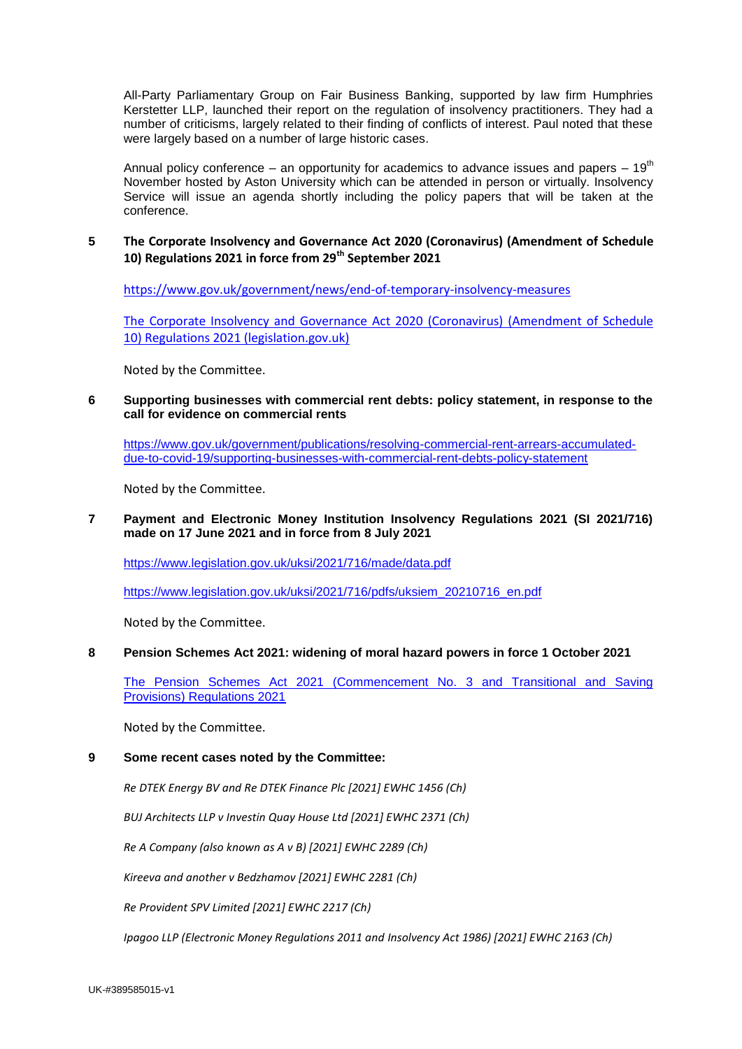All-Party Parliamentary Group on Fair Business Banking, supported by law firm Humphries Kerstetter LLP, launched their report on the regulation of insolvency practitioners. They had a number of criticisms, largely related to their finding of conflicts of interest. Paul noted that these were largely based on a number of large historic cases.

Annual policy conference – an opportunity for academics to advance issues and papers – 19th November hosted by Aston University which can be attended in person or virtually. Insolvency Service will issue an agenda shortly including the policy papers that will be taken at the conference.

**5 The Corporate Insolvency and Governance Act 2020 (Coronavirus) (Amendment of Schedule 10) Regulations 2021 in force from 29th September 2021**

https://www.gov.uk/government/news/end-of-temporary-insolvency-measures

The Corporate Insolvency and Governance Act 2020 (Coronavirus) (Amendment of Schedule 10) Regulations 2021 (legislation.gov.uk)

Noted by the Committee.

**6 Supporting businesses with commercial rent debts: policy statement, in response to the call for evidence on commercial rents**

https://www.gov.uk/government/publications/resolving-commercial-rent-arrears-accumulated-due-to-covid-19/supporting-businesses-with-commercial-rent-debts-policy-statement

Noted by the Committee.

**7 Payment and Electronic Money Institution Insolvency Regulations 2021 (SI 2021/716) made on 17 June 2021 and in force from 8 July 2021**

https://www.legislation.gov.uk/uksi/2021/716/made/data.pdf

https://www.legislation.gov.uk/uksi/2021/716/pdfs/uksiem_20210716_en.pdf

Noted by the Committee.

**8 Pension Schemes Act 2021: widening of moral hazard powers in force 1 October 2021**

The Pension Schemes Act 2021 (Commencement No. 3 and Transitional and Saving Provisions) Regulations 2021

Noted by the Committee.

**9 Some recent cases noted by the Committee:**

*Re DTEK Energy BV and Re DTEK Finance Plc [2021] EWHC 1456 (Ch)*

*BUJ Architects LLP v Investin Quay House Ltd [2021] EWHC 2371 (Ch)*

*Re A Company (also known as A v B) [2021] EWHC 2289 (Ch)*

*Kireeva and another v Bedzhamov [2021] EWHC 2281 (Ch)*

*Re Provident SPV Limited [2021] EWHC 2217 (Ch)*

*Ipagoo LLP (Electronic Money Regulations 2011 and Insolvency Act 1986) [2021] EWHC 2163 (Ch)*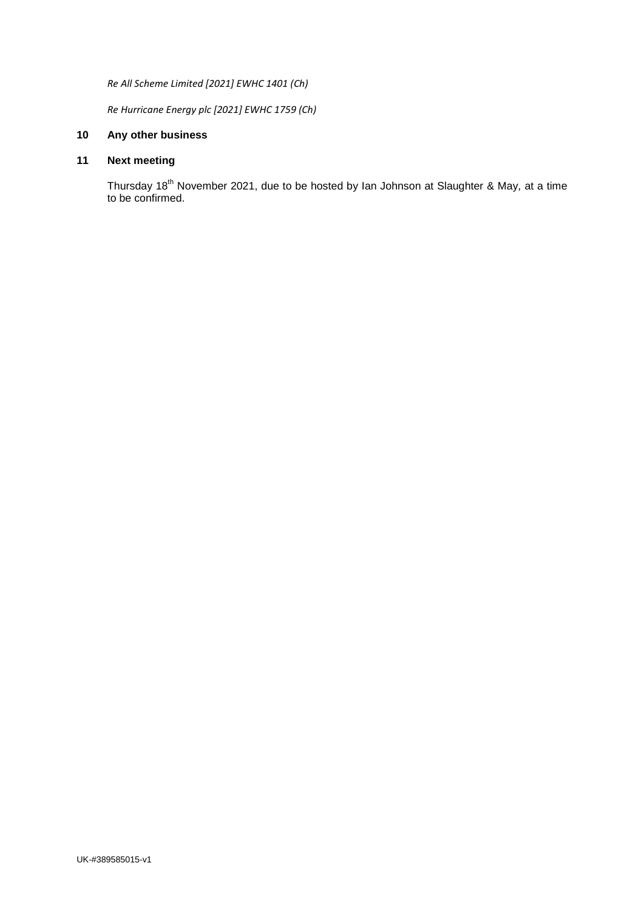*Re All Scheme Limited [2021] EWHC 1401 (Ch)*

*Re Hurricane Energy plc [2021] EWHC 1759 (Ch)*

## 10 Any other business

## 11 Next meeting

Thursday 18th November 2021, due to be hosted by Ian Johnson at Slaughter & May, at a time to be confirmed.